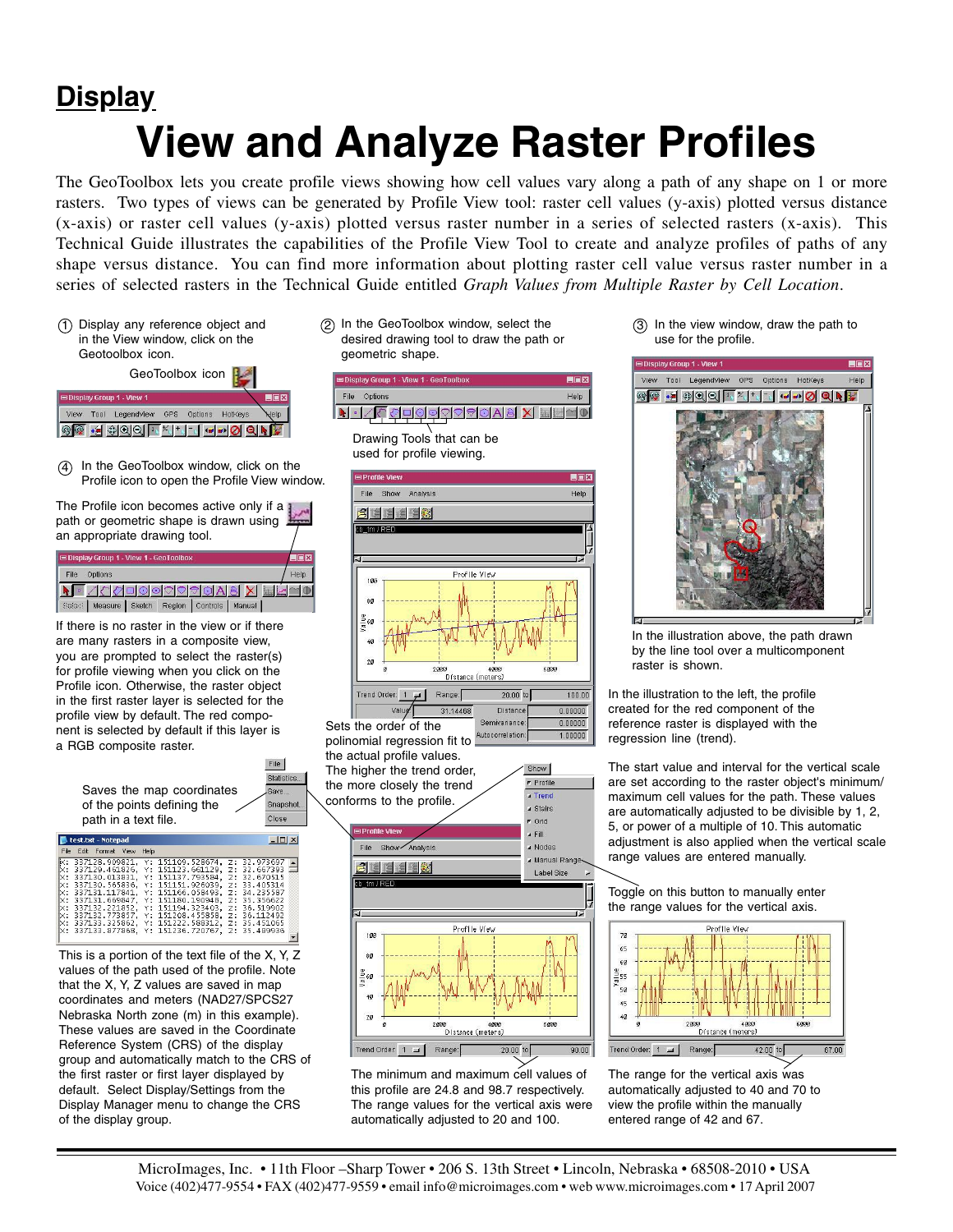# Display

# View and Analyze Raster Profiles

The GeoToolbox lets you create profile views showing how cell values vary along a path of any shape on 1 or more rasters. Two types of views can be generated by Profile View tool: raster cell values (y-axis) plotted versus distance (x-axis) or raster cell values (y-axis) plotted versus raster number in a series of selected rasters (x-axis). This Technical Guide illustrates the capabilities of the Profile View Tool to create and analyze profiles of paths of any shape versus distance. You can find more information about plotting raster cell value versus raster number in a series of selected rasters in the Technical Guide entitled *Graph Values from Multiple Raster by Cell Location*.

① Display any reference object and in the View window, click on the Geotoolbox icon.

GeoToolbox icon

② In the GeoToolbox window, select the desired drawing tool to draw the path or geometric shape.

Drawing Tools that can be used for profile viewing.

③ In the view window, draw the path to use for the profile.

In the illustration above, the path drawn by the line tool over a multicomponent raster is shown.

④ In the GeoToolbox window, click on the Profile icon to open the Profile View window.

The Profile icon becomes active only if a path or geometric shape is drawn using an appropriate drawing tool.

If there is no raster in the view or if there are many rasters in a composite view, you are prompted to select the raster(s) for profile viewing when you click on the Profile icon. Otherwise, the raster object in the first raster layer is selected for the profile view by default. The red component is selected by default if this layer is a RGB composite raster.

In the illustration to the left, the profile created for the red component of the reference raster is displayed with the regression line (trend).

Sets the order of the polinomial regression fit to the actual profile values. The higher the trend order, the more closely the trend conforms to the profile.

Saves the map coordinates of the points defining the path in a text file.

This is a portion of the text file of the X, Y, Z values of the path used of the profile. Note that the X, Y, Z values are saved in map coordinates and meters (NAD27/SPCS27 Nebraska North zone (m) in this example). These values are saved in the Coordinate Reference System (CRS) of the display group and automatically match to the CRS of the first raster or first layer displayed by default. Select Display/Settings from the Display Manager menu to change the CRS of the display group.

The start value and interval for the vertical scale are set according to the raster object's minimum/maximum cell values for the path. These values are automatically adjusted to be divisible by 1, 2, 5, or power of a multiple of 10. This automatic adjustment is also applied when the vertical scale range values are entered manually.

Toggle on this button to manually enter the range values for the vertical axis.

The minimum and maximum cell values of this profile are 24.8 and 98.7 respectively. The range values for the vertical axis were automatically adjusted to 20 and 100.

The range for the vertical axis was automatically adjusted to 40 and 70 to view the profile within the manually entered range of 42 and 67.

MicroImages, Inc. • 11th Floor –Sharp Tower • 206 S. 13th Street • Lincoln, Nebraska • 68508-2010 • USA
Voice (402)477-9554 • FAX (402)477-9559 • email info@microimages.com • web www.microimages.com • 17 April 2007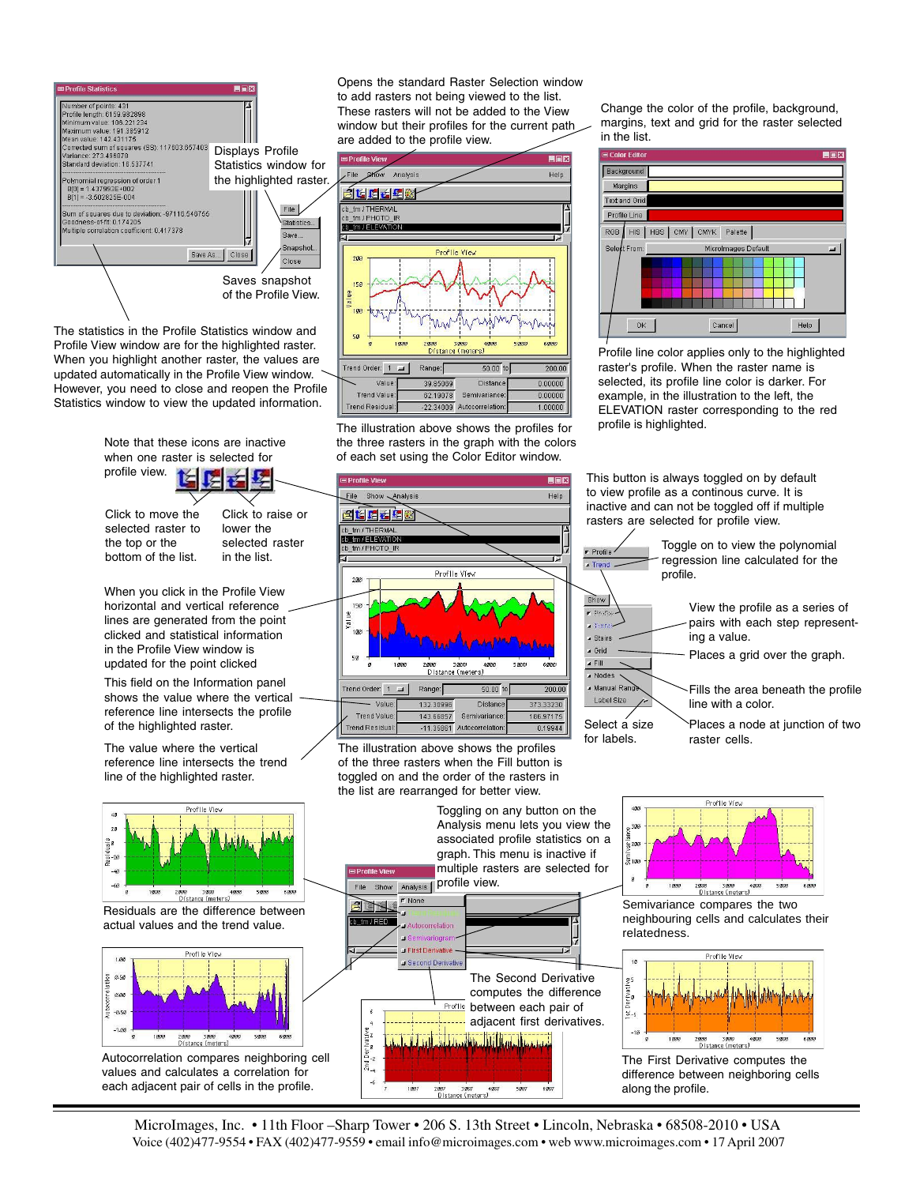Displays Profile Statistics window for the highlighted raster.

Saves snapshot of the Profile View.

The statistics in the Profile Statistics window and Profile View window are for the highlighted raster. When you highlight another raster, the values are updated automatically in the Profile View window. However, you need to close and reopen the Profile Statistics window to view the updated information.

Opens the standard Raster Selection window to add rasters not being viewed to the list. These rasters will not be added to the View window but their profiles for the current path are added to the profile view.

Change the color of the profile, background, margins, text and grid for the raster selected in the list.

The illustration above shows the profiles for the three rasters in the graph with the colors of each set using the Color Editor window.

Profile line color applies only to the highlighted raster's profile. When the raster name is selected, its profile line color is darker. For example, in the illustration to the left, the ELEVATION raster corresponding to the red profile is highlighted.

Note that these icons are inactive when one raster is selected for profile view.

Click to move the selected raster to the top or the bottom of the list.

Click to raise or lower the selected raster in the list.

When you click in the Profile View horizontal and vertical reference lines are generated from the point clicked and statistical information in the Profile View window is updated for the point clicked

This field on the Information panel shows the value where the vertical reference line intersects the profile of the highlighted raster.

The value where the vertical reference line intersects the trend line of the highlighted raster.

The illustration above shows the profiles of the three rasters when the Fill button is toggled on and the order of the rasters in the list are rearranged for better view.

This button is always toggled on by default to view profile as a continous curve. It is inactive and can not be toggled off if multiple rasters are selected for profile view.

Toggle on to view the polynomial regression line calculated for the profile.

View the profile as a series of pairs with each step representing a value.

Places a grid over the graph.

Fills the area beneath the profile line with a color.

Select a size for labels.

Places a node at junction of two raster cells.

Toggling on any button on the Analysis menu lets you view the associated profile statistics on a graph. This menu is inactive if multiple rasters are selected for profile view.

Residuals are the difference between actual values and the trend value.

Semivariance compares the two neighbouring cells and calculates their relatedness.

Autocorrelation compares neighboring cell values and calculates a correlation for each adjacent pair of cells in the profile.

The Second Derivative computes the difference between each pair of adjacent first derivatives.

The First Derivative computes the difference between neighboring cells along the profile.

MicroImages, Inc. • 11th Floor –Sharp Tower • 206 S. 13th Street • Lincoln, Nebraska • 68508-2010 • USA
Voice (402)477-9554 • FAX (402)477-9559 • email info@microimages.com • web www.microimages.com • 17 April 2007